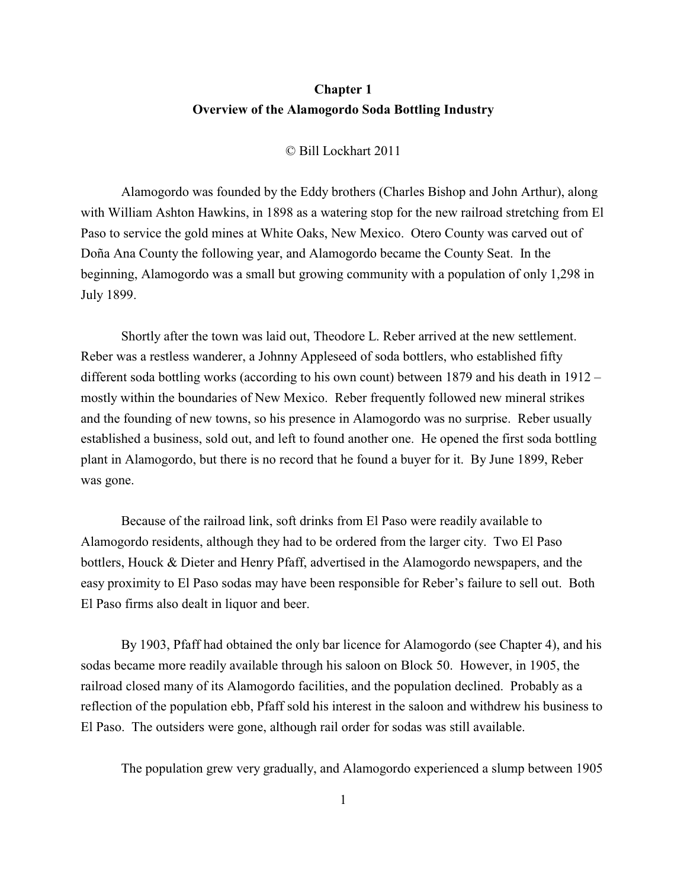# Chapter 1
## Overview of the Alamogordo Soda Bottling Industry

© Bill Lockhart 2011

Alamogordo was founded by the Eddy brothers (Charles Bishop and John Arthur), along with William Ashton Hawkins, in 1898 as a watering stop for the new railroad stretching from El Paso to service the gold mines at White Oaks, New Mexico. Otero County was carved out of Doña Ana County the following year, and Alamogordo became the County Seat. In the beginning, Alamogordo was a small but growing community with a population of only 1,298 in July 1899.

Shortly after the town was laid out, Theodore L. Reber arrived at the new settlement. Reber was a restless wanderer, a Johnny Appleseed of soda bottlers, who established fifty different soda bottling works (according to his own count) between 1879 and his death in 1912 – mostly within the boundaries of New Mexico. Reber frequently followed new mineral strikes and the founding of new towns, so his presence in Alamogordo was no surprise. Reber usually established a business, sold out, and left to found another one. He opened the first soda bottling plant in Alamogordo, but there is no record that he found a buyer for it. By June 1899, Reber was gone.

Because of the railroad link, soft drinks from El Paso were readily available to Alamogordo residents, although they had to be ordered from the larger city. Two El Paso bottlers, Houck & Dieter and Henry Pfaff, advertised in the Alamogordo newspapers, and the easy proximity to El Paso sodas may have been responsible for Reber's failure to sell out. Both El Paso firms also dealt in liquor and beer.

By 1903, Pfaff had obtained the only bar licence for Alamogordo (see Chapter 4), and his sodas became more readily available through his saloon on Block 50. However, in 1905, the railroad closed many of its Alamogordo facilities, and the population declined. Probably as a reflection of the population ebb, Pfaff sold his interest in the saloon and withdrew his business to El Paso. The outsiders were gone, although rail order for sodas was still available.

The population grew very gradually, and Alamogordo experienced a slump between 1905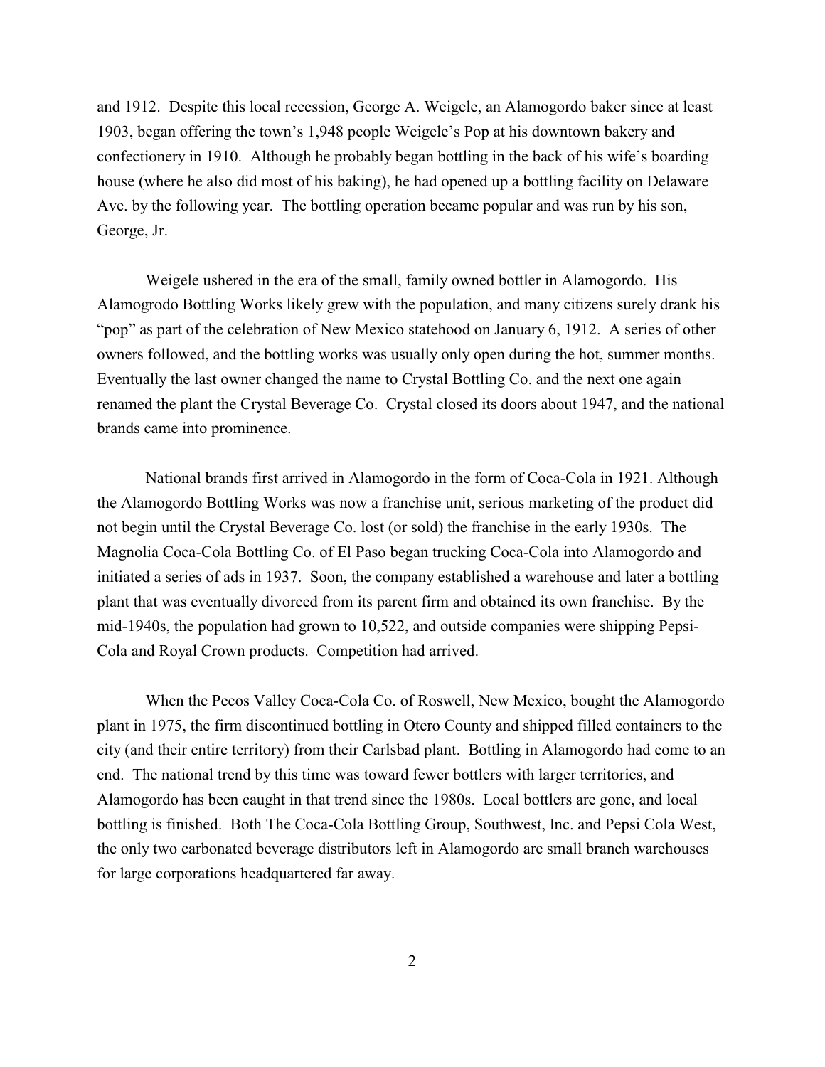and 1912. Despite this local recession, George A. Weigele, an Alamogordo baker since at least 1903, began offering the town's 1,948 people Weigele's Pop at his downtown bakery and confectionery in 1910. Although he probably began bottling in the back of his wife's boarding house (where he also did most of his baking), he had opened up a bottling facility on Delaware Ave. by the following year. The bottling operation became popular and was run by his son, George, Jr.

Weigele ushered in the era of the small, family owned bottler in Alamogordo. His Alamogrodo Bottling Works likely grew with the population, and many citizens surely drank his "pop" as part of the celebration of New Mexico statehood on January 6, 1912. A series of other owners followed, and the bottling works was usually only open during the hot, summer months. Eventually the last owner changed the name to Crystal Bottling Co. and the next one again renamed the plant the Crystal Beverage Co. Crystal closed its doors about 1947, and the national brands came into prominence.

National brands first arrived in Alamogordo in the form of Coca-Cola in 1921. Although the Alamogordo Bottling Works was now a franchise unit, serious marketing of the product did not begin until the Crystal Beverage Co. lost (or sold) the franchise in the early 1930s. The Magnolia Coca-Cola Bottling Co. of El Paso began trucking Coca-Cola into Alamogordo and initiated a series of ads in 1937. Soon, the company established a warehouse and later a bottling plant that was eventually divorced from its parent firm and obtained its own franchise. By the mid-1940s, the population had grown to 10,522, and outside companies were shipping Pepsi-Cola and Royal Crown products. Competition had arrived.

When the Pecos Valley Coca-Cola Co. of Roswell, New Mexico, bought the Alamogordo plant in 1975, the firm discontinued bottling in Otero County and shipped filled containers to the city (and their entire territory) from their Carlsbad plant. Bottling in Alamogordo had come to an end. The national trend by this time was toward fewer bottlers with larger territories, and Alamogordo has been caught in that trend since the 1980s. Local bottlers are gone, and local bottling is finished. Both The Coca-Cola Bottling Group, Southwest, Inc. and Pepsi Cola West, the only two carbonated beverage distributors left in Alamogordo are small branch warehouses for large corporations headquartered far away.